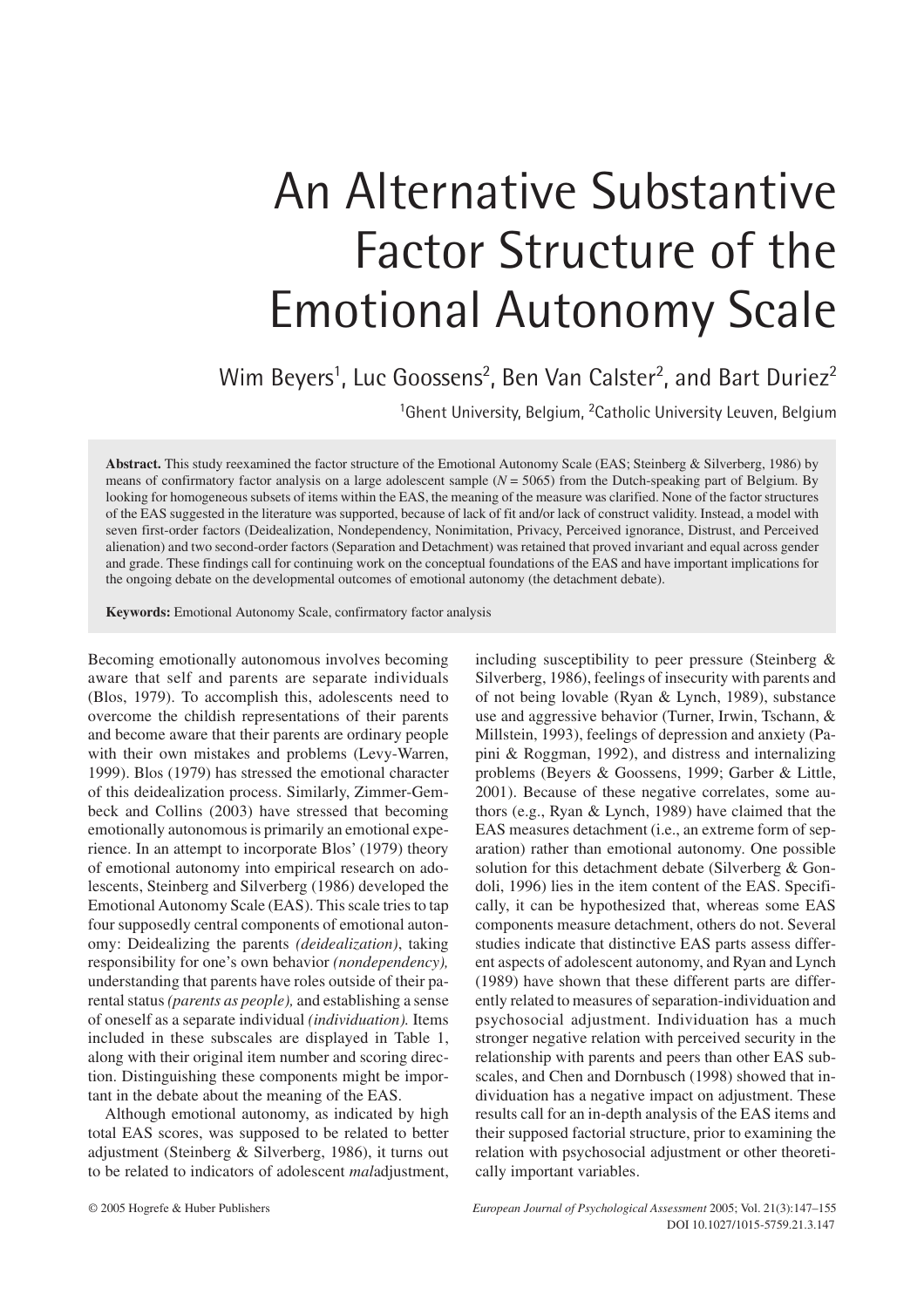# An Alternative Substantive Factor Structure of the Emotional Autonomy Scale

Wim Beyers[1], Luc Goossens[2], Ben Van Calster[2], and Bart Duriez[2]

[1]Ghent University, Belgium, [2]Catholic University Leuven, Belgium

**Abstract.** This study reexamined the factor structure of the Emotional Autonomy Scale (EAS; Steinberg & Silverberg, 1986) by means of confirmatory factor analysis on a large adolescent sample (*N* = 5065) from the Dutch-speaking part of Belgium. By looking for homogeneous subsets of items within the EAS, the meaning of the measure was clarified. None of the factor structures of the EAS suggested in the literature was supported, because of lack of fit and/or lack of construct validity. Instead, a model with seven first-order factors (Deidealization, Nondependency, Nonimitation, Privacy, Perceived ignorance, Distrust, and Perceived alienation) and two second-order factors (Separation and Detachment) was retained that proved invariant and equal across gender and grade. These findings call for continuing work on the conceptual foundations of the EAS and have important implications for the ongoing debate on the developmental outcomes of emotional autonomy (the detachment debate).

**Keywords:** Emotional Autonomy Scale, confirmatory factor analysis

Becoming emotionally autonomous involves becoming aware that self and parents are separate individuals (Blos, 1979). To accomplish this, adolescents need to overcome the childish representations of their parents and become aware that their parents are ordinary people with their own mistakes and problems (Levy-Warren, 1999). Blos (1979) has stressed the emotional character of this deidealization process. Similarly, Zimmer-Gembeck and Collins (2003) have stressed that becoming emotionally autonomous is primarily an emotional experience. In an attempt to incorporate Blos' (1979) theory of emotional autonomy into empirical research on adolescents, Steinberg and Silverberg (1986) developed the Emotional Autonomy Scale (EAS). This scale tries to tap four supposedly central components of emotional autonomy: Deidealizing the parents *(deidealization)*, taking responsibility for one's own behavior *(nondependency),* understanding that parents have roles outside of their parental status *(parents as people),* and establishing a sense of oneself as a separate individual *(individuation).* Items included in these subscales are displayed in Table 1, along with their original item number and scoring direction. Distinguishing these components might be important in the debate about the meaning of the EAS.

Although emotional autonomy, as indicated by high total EAS scores, was supposed to be related to better adjustment (Steinberg & Silverberg, 1986), it turns out to be related to indicators of adolescent *mal*adjustment, including susceptibility to peer pressure (Steinberg & Silverberg, 1986), feelings of insecurity with parents and of not being lovable (Ryan & Lynch, 1989), substance use and aggressive behavior (Turner, Irwin, Tschann, & Millstein, 1993), feelings of depression and anxiety (Papini & Roggman, 1992), and distress and internalizing problems (Beyers & Goossens, 1999; Garber & Little, 2001). Because of these negative correlates, some authors (e.g., Ryan & Lynch, 1989) have claimed that the EAS measures detachment (i.e., an extreme form of separation) rather than emotional autonomy. One possible solution for this detachment debate (Silverberg & Gondoli, 1996) lies in the item content of the EAS. Specifically, it can be hypothesized that, whereas some EAS components measure detachment, others do not. Several studies indicate that distinctive EAS parts assess different aspects of adolescent autonomy, and Ryan and Lynch (1989) have shown that these different parts are differently related to measures of separation-individuation and psychosocial adjustment. Individuation has a much stronger negative relation with perceived security in the relationship with parents and peers than other EAS subscales, and Chen and Dornbusch (1998) showed that individuation has a negative impact on adjustment. These results call for an in-depth analysis of the EAS items and their supposed factorial structure, prior to examining the relation with psychosocial adjustment or other theoretically important variables.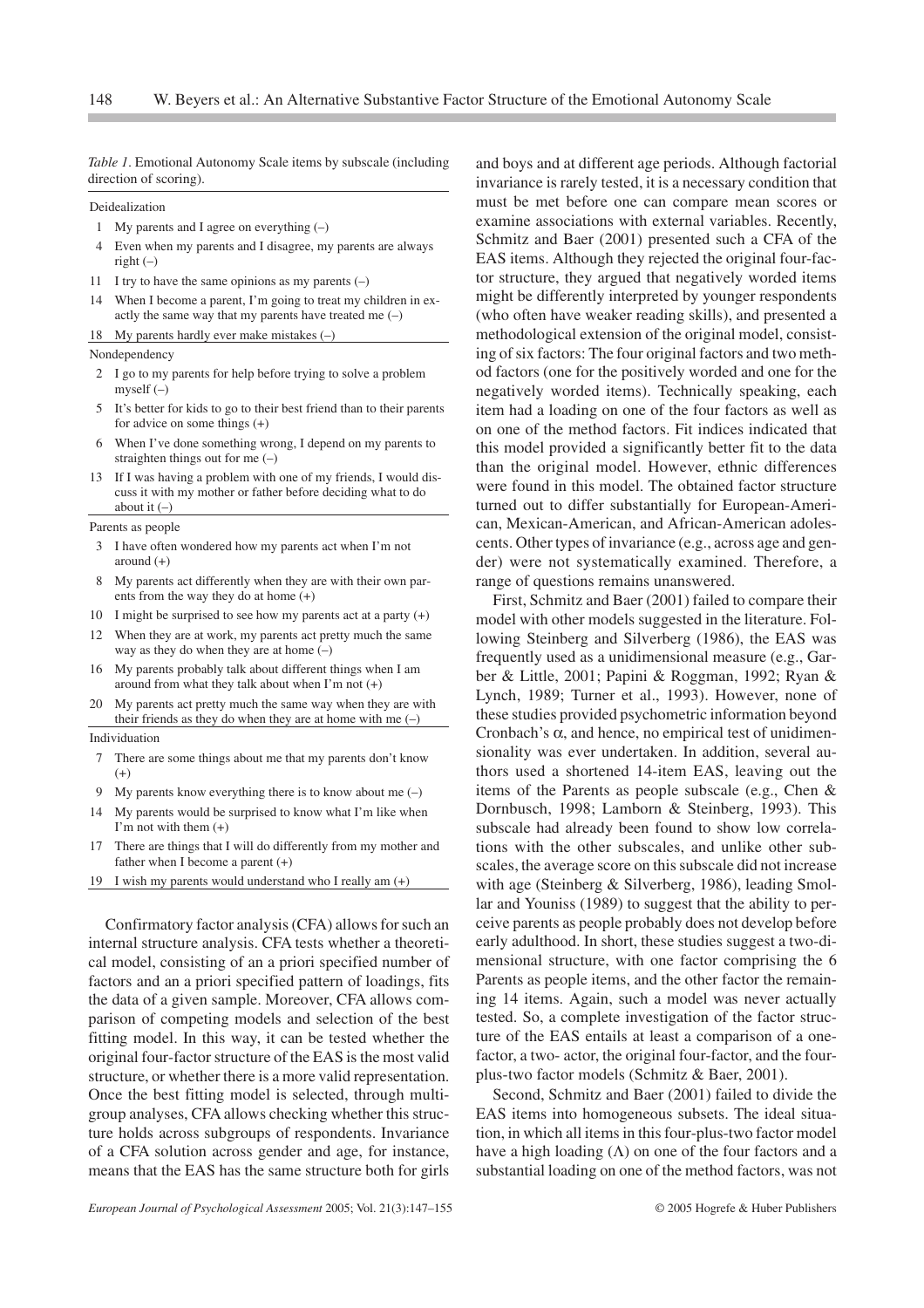*Table 1*. Emotional Autonomy Scale items by subscale (including direction of scoring).

| | |
|---|---|
| Deidealization | |
| 1 | My parents and I agree on everything (–) |
| 4 | Even when my parents and I disagree, my parents are always right (–) |
| 11 | I try to have the same opinions as my parents (–) |
| 14 | When I become a parent, I'm going to treat my children in exactly the same way that my parents have treated me (–) |
| 18 | My parents hardly ever make mistakes (–) |
| Nondependency | |
| 2 | I go to my parents for help before trying to solve a problem myself (–) |
| 5 | It's better for kids to go to their best friend than to their parents for advice on some things (+) |
| 6 | When I've done something wrong, I depend on my parents to straighten things out for me (–) |
| 13 | If I was having a problem with one of my friends, I would discuss it with my mother or father before deciding what to do about it (–) |
| Parents as people | |
| 3 | I have often wondered how my parents act when I'm not around (+) |
| 8 | My parents act differently when they are with their own parents from the way they do at home (+) |
| 10 | I might be surprised to see how my parents act at a party (+) |
| 12 | When they are at work, my parents act pretty much the same way as they do when they are at home (–) |
| 16 | My parents probably talk about different things when I am around from what they talk about when I'm not (+) |
| 20 | My parents act pretty much the same way when they are with their friends as they do when they are at home with me (–) |
| Individuation | |
| 7 | There are some things about me that my parents don't know (+) |
| 9 | My parents know everything there is to know about me (–) |
| 14 | My parents would be surprised to know what I'm like when I'm not with them (+) |
| 17 | There are things that I will do differently from my mother and father when I become a parent (+) |
| 19 | I wish my parents would understand who I really am (+) |

Confirmatory factor analysis (CFA) allows for such an internal structure analysis. CFA tests whether a theoretical model, consisting of an a priori specified number of factors and an a priori specified pattern of loadings, fits the data of a given sample. Moreover, CFA allows comparison of competing models and selection of the best fitting model. In this way, it can be tested whether the original four-factor structure of the EAS is the most valid structure, or whether there is a more valid representation. Once the best fitting model is selected, through multigroup analyses, CFA allows checking whether this structure holds across subgroups of respondents. Invariance of a CFA solution across gender and age, for instance, means that the EAS has the same structure both for girls and boys and at different age periods. Although factorial invariance is rarely tested, it is a necessary condition that must be met before one can compare mean scores or examine associations with external variables. Recently, Schmitz and Baer (2001) presented such a CFA of the EAS items. Although they rejected the original four-factor structure, they argued that negatively worded items might be differently interpreted by younger respondents (who often have weaker reading skills), and presented a methodological extension of the original model, consisting of six factors: The four original factors and two method factors (one for the positively worded and one for the negatively worded items). Technically speaking, each item had a loading on one of the four factors as well as on one of the method factors. Fit indices indicated that this model provided a significantly better fit to the data than the original model. However, ethnic differences were found in this model. The obtained factor structure turned out to differ substantially for European-American, Mexican-American, and African-American adolescents. Other types of invariance (e.g., across age and gender) were not systematically examined. Therefore, a range of questions remains unanswered.

First, Schmitz and Baer (2001) failed to compare their model with other models suggested in the literature. Following Steinberg and Silverberg (1986), the EAS was frequently used as a unidimensional measure (e.g., Garber & Little, 2001; Papini & Roggman, 1992; Ryan & Lynch, 1989; Turner et al., 1993). However, none of these studies provided psychometric information beyond Cronbach's $\alpha$, and hence, no empirical test of unidimensionality was ever undertaken. In addition, several authors used a shortened 14-item EAS, leaving out the items of the Parents as people subscale (e.g., Chen & Dornbusch, 1998; Lamborn & Steinberg, 1993). This subscale had already been found to show low correlations with the other subscales, and unlike other subscales, the average score on this subscale did not increase with age (Steinberg & Silverberg, 1986), leading Smollar and Youniss (1989) to suggest that the ability to perceive parents as people probably does not develop before early adulthood. In short, these studies suggest a two-dimensional structure, with one factor comprising the 6 Parents as people items, and the other factor the remaining 14 items. Again, such a model was never actually tested. So, a complete investigation of the factor structure of the EAS entails at least a comparison of a one-factor, a two- actor, the original four-factor, and the four-plus-two factor models (Schmitz & Baer, 2001).

Second, Schmitz and Baer (2001) failed to divide the EAS items into homogeneous subsets. The ideal situation, in which all items in this four-plus-two factor model have a high loading ($\Lambda$) on one of the four factors and a substantial loading on one of the method factors, was not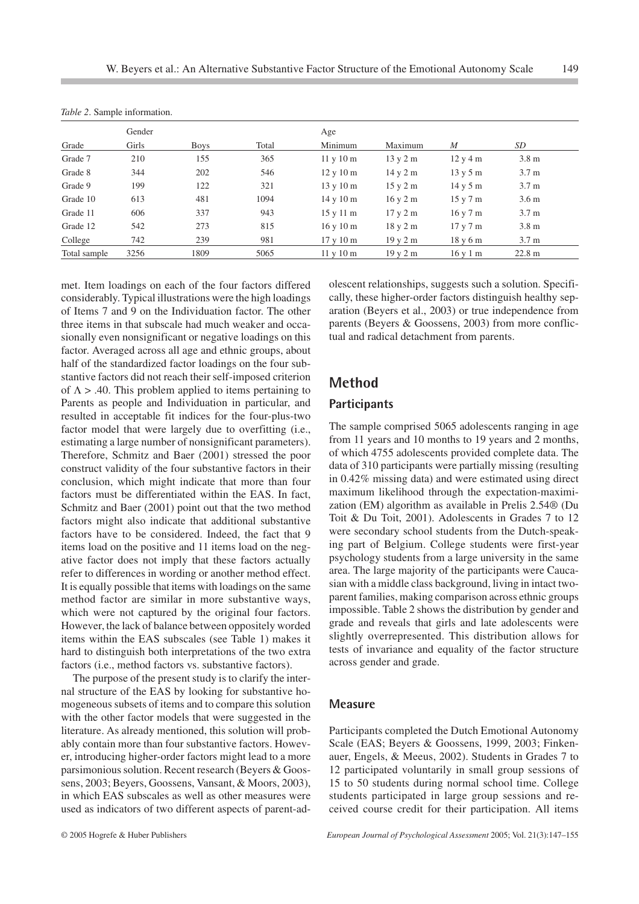*Table 2*. Sample information.

| | Gender | | | Age | | | |
|---|---|---|---|---|---|---|---|
| Grade | Girls | Boys | Total | Minimum | Maximum | *M* | *SD* |
| Grade 7 | 210 | 155 | 365 | 11 y 10 m | 13 y 2 m | 12 y 4 m | 3.8 m |
| Grade 8 | 344 | 202 | 546 | 12 y 10 m | 14 y 2 m | 13 y 5 m | 3.7 m |
| Grade 9 | 199 | 122 | 321 | 13 y 10 m | 15 y 2 m | 14 y 5 m | 3.7 m |
| Grade 10 | 613 | 481 | 1094 | 14 y 10 m | 16 y 2 m | 15 y 7 m | 3.6 m |
| Grade 11 | 606 | 337 | 943 | 15 y 11 m | 17 y 2 m | 16 y 7 m | 3.7 m |
| Grade 12 | 542 | 273 | 815 | 16 y 10 m | 18 y 2 m | 17 y 7 m | 3.8 m |
| College | 742 | 239 | 981 | 17 y 10 m | 19 y 2 m | 18 y 6 m | 3.7 m |
| Total sample | 3256 | 1809 | 5065 | 11 y 10 m | 19 y 2 m | 16 y 1 m | 22.8 m |

met. Item loadings on each of the four factors differed considerably. Typical illustrations were the high loadings of Items 7 and 9 on the Individuation factor. The other three items in that subscale had much weaker and occasionally even nonsignificant or negative loadings on this factor. Averaged across all age and ethnic groups, about half of the standardized factor loadings on the four substantive factors did not reach their self-imposed criterion of $\Lambda > .40$. This problem applied to items pertaining to Parents as people and Individuation in particular, and resulted in acceptable fit indices for the four-plus-two factor model that were largely due to overfitting (i.e., estimating a large number of nonsignificant parameters). Therefore, Schmitz and Baer (2001) stressed the poor construct validity of the four substantive factors in their conclusion, which might indicate that more than four factors must be differentiated within the EAS. In fact, Schmitz and Baer (2001) point out that the two method factors might also indicate that additional substantive factors have to be considered. Indeed, the fact that 9 items load on the positive and 11 items load on the negative factor does not imply that these factors actually refer to differences in wording or another method effect. It is equally possible that items with loadings on the same method factor are similar in more substantive ways, which were not captured by the original four factors. However, the lack of balance between oppositely worded items within the EAS subscales (see Table 1) makes it hard to distinguish both interpretations of the two extra factors (i.e., method factors vs. substantive factors).

The purpose of the present study is to clarify the internal structure of the EAS by looking for substantive homogeneous subsets of items and to compare this solution with the other factor models that were suggested in the literature. As already mentioned, this solution will probably contain more than four substantive factors. However, introducing higher-order factors might lead to a more parsimonious solution. Recent research (Beyers & Goossens, 2003; Beyers, Goossens, Vansant, & Moors, 2003), in which EAS subscales as well as other measures were used as indicators of two different aspects of parent-adolescent relationships, suggests such a solution. Specifically, these higher-order factors distinguish healthy separation (Beyers et al., 2003) or true independence from parents (Beyers & Goossens, 2003) from more conflictual and radical detachment from parents.

## Method

### Participants

The sample comprised 5065 adolescents ranging in age from 11 years and 10 months to 19 years and 2 months, of which 4755 adolescents provided complete data. The data of 310 participants were partially missing (resulting in 0.42% missing data) and were estimated using direct maximum likelihood through the expectation-maximization (EM) algorithm as available in Prelis 2.54® (Du Toit & Du Toit, 2001). Adolescents in Grades 7 to 12 were secondary school students from the Dutch-speaking part of Belgium. College students were first-year psychology students from a large university in the same area. The large majority of the participants were Caucasian with a middle class background, living in intact two-parent families, making comparison across ethnic groups impossible. Table 2 shows the distribution by gender and grade and reveals that girls and late adolescents were slightly overrepresented. This distribution allows for tests of invariance and equality of the factor structure across gender and grade.

### Measure

Participants completed the Dutch Emotional Autonomy Scale (EAS; Beyers & Goossens, 1999, 2003; Finkenauer, Engels, & Meeus, 2002). Students in Grades 7 to 12 participated voluntarily in small group sessions of 15 to 50 students during normal school time. College students participated in large group sessions and received course credit for their participation. All items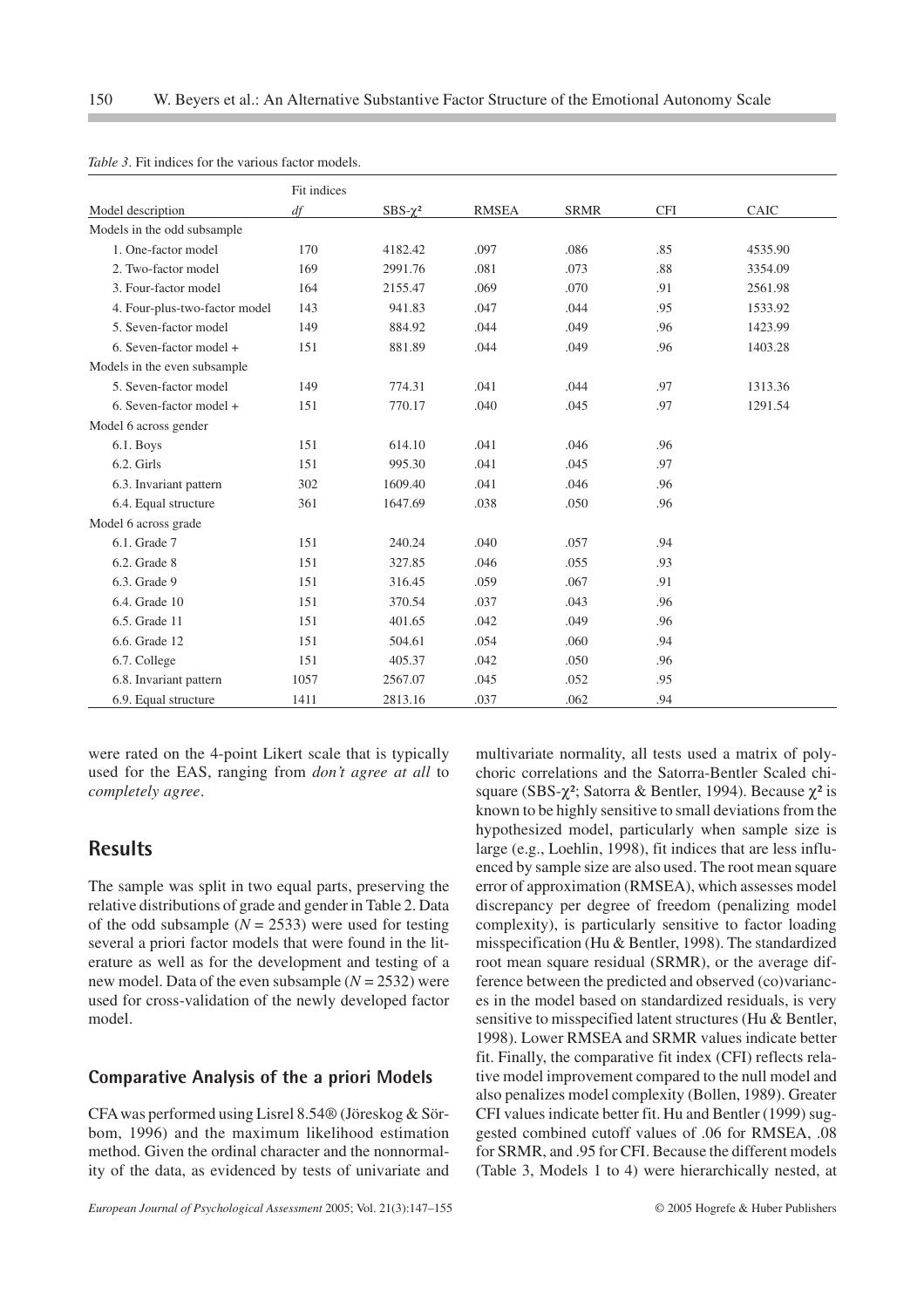*Table 3*. Fit indices for the various factor models.

| | Fit indices | | | | | |
|---|---|---|---|---|---|---|
| Model description | *df* | SBS-$\chi^2$ | RMSEA | SRMR | CFI | CAIC |
| Models in the odd subsample | | | | | | |
| 1. One-factor model | 170 | 4182.42 | .097 | .086 | .85 | 4535.90 |
| 2. Two-factor model | 169 | 2991.76 | .081 | .073 | .88 | 3354.09 |
| 3. Four-factor model | 164 | 2155.47 | .069 | .070 | .91 | 2561.98 |
| 4. Four-plus-two-factor model | 143 | 941.83 | .047 | .044 | .95 | 1533.92 |
| 5. Seven-factor model | 149 | 884.92 | .044 | .049 | .96 | 1423.99 |
| 6. Seven-factor model + | 151 | 881.89 | .044 | .049 | .96 | 1403.28 |
| Models in the even subsample | | | | | | |
| 5. Seven-factor model | 149 | 774.31 | .041 | .044 | .97 | 1313.36 |
| 6. Seven-factor model + | 151 | 770.17 | .040 | .045 | .97 | 1291.54 |
| Model 6 across gender | | | | | | |
| 6.1. Boys | 151 | 614.10 | .041 | .046 | .96 | |
| 6.2. Girls | 151 | 995.30 | .041 | .045 | .97 | |
| 6.3. Invariant pattern | 302 | 1609.40 | .041 | .046 | .96 | |
| 6.4. Equal structure | 361 | 1647.69 | .038 | .050 | .96 | |
| Model 6 across grade | | | | | | |
| 6.1. Grade 7 | 151 | 240.24 | .040 | .057 | .94 | |
| 6.2. Grade 8 | 151 | 327.85 | .046 | .055 | .93 | |
| 6.3. Grade 9 | 151 | 316.45 | .059 | .067 | .91 | |
| 6.4. Grade 10 | 151 | 370.54 | .037 | .043 | .96 | |
| 6.5. Grade 11 | 151 | 401.65 | .042 | .049 | .96 | |
| 6.6. Grade 12 | 151 | 504.61 | .054 | .060 | .94 | |
| 6.7. College | 151 | 405.37 | .042 | .050 | .96 | |
| 6.8. Invariant pattern | 1057 | 2567.07 | .045 | .052 | .95 | |
| 6.9. Equal structure | 1411 | 2813.16 | .037 | .062 | .94 | |

were rated on the 4-point Likert scale that is typically used for the EAS, ranging from *don't agree at all* to *completely agree*.

## Results

The sample was split in two equal parts, preserving the relative distributions of grade and gender in Table 2. Data of the odd subsample ($N = 2533$) were used for testing several a priori factor models that were found in the literature as well as for the development and testing of a new model. Data of the even subsample ($N = 2532$) were used for cross-validation of the newly developed factor model.

### Comparative Analysis of the a priori Models

CFA was performed using Lisrel 8.54® (Jöreskog & Sörbom, 1996) and the maximum likelihood estimation method. Given the ordinal character and the nonnormality of the data, as evidenced by tests of univariate and multivariate normality, all tests used a matrix of polychoric correlations and the Satorra-Bentler Scaled chi-square (SBS-$\chi^2$; Satorra & Bentler, 1994). Because $\chi^2$ is known to be highly sensitive to small deviations from the hypothesized model, particularly when sample size is large (e.g., Loehlin, 1998), fit indices that are less influenced by sample size are also used. The root mean square error of approximation (RMSEA), which assesses model discrepancy per degree of freedom (penalizing model complexity), is particularly sensitive to factor loading misspecification (Hu & Bentler, 1998). The standardized root mean square residual (SRMR), or the average difference between the predicted and observed (co)variances in the model based on standardized residuals, is very sensitive to misspecified latent structures (Hu & Bentler, 1998). Lower RMSEA and SRMR values indicate better fit. Finally, the comparative fit index (CFI) reflects relative model improvement compared to the null model and also penalizes model complexity (Bollen, 1989). Greater CFI values indicate better fit. Hu and Bentler (1999) suggested combined cutoff values of .06 for RMSEA, .08 for SRMR, and .95 for CFI. Because the different models (Table 3, Models 1 to 4) were hierarchically nested, at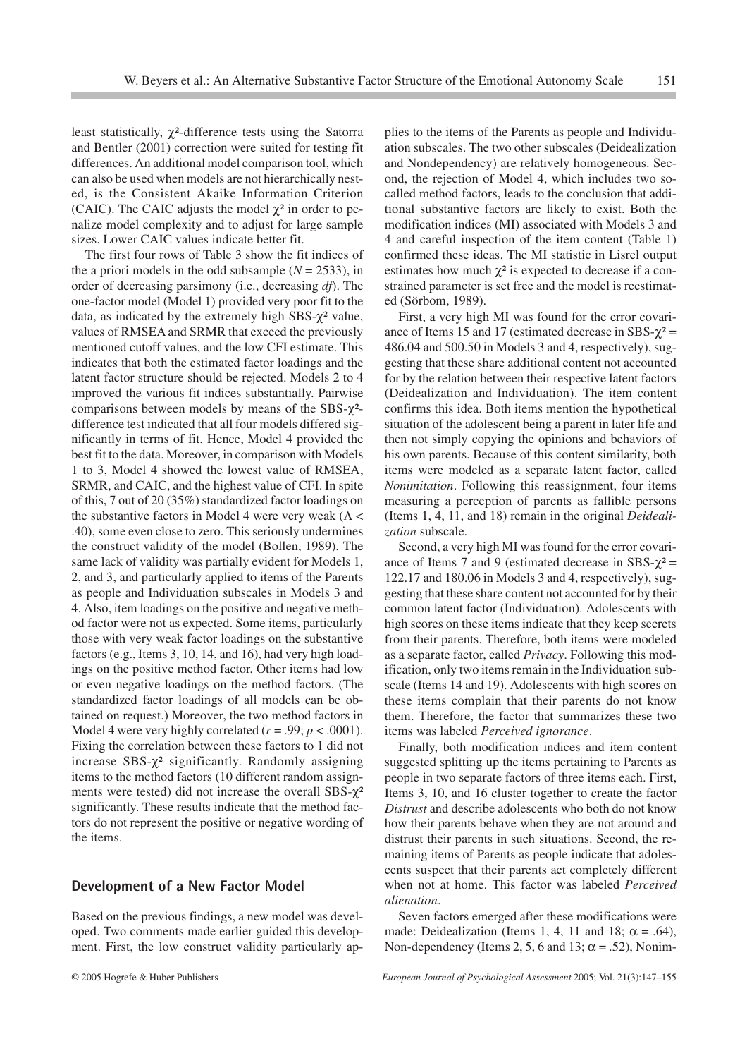least statistically, $\chi^2$-difference tests using the Satorra and Bentler (2001) correction were suited for testing fit differences. An additional model comparison tool, which can also be used when models are not hierarchically nested, is the Consistent Akaike Information Criterion (CAIC). The CAIC adjusts the model $\chi^2$ in order to penalize model complexity and to adjust for large sample sizes. Lower CAIC values indicate better fit.

The first four rows of Table 3 show the fit indices of the a priori models in the odd subsample ($N = 2533$), in order of decreasing parsimony (i.e., decreasing *df*). The one-factor model (Model 1) provided very poor fit to the data, as indicated by the extremely high SBS-$\chi^2$ value, values of RMSEA and SRMR that exceed the previously mentioned cutoff values, and the low CFI estimate. This indicates that both the estimated factor loadings and the latent factor structure should be rejected. Models 2 to 4 improved the various fit indices substantially. Pairwise comparisons between models by means of the SBS-$\chi^2$-difference test indicated that all four models differed significantly in terms of fit. Hence, Model 4 provided the best fit to the data. Moreover, in comparison with Models 1 to 3, Model 4 showed the lowest value of RMSEA, SRMR, and CAIC, and the highest value of CFI. In spite of this, 7 out of 20 (35%) standardized factor loadings on the substantive factors in Model 4 were very weak ($\Lambda < .40$), some even close to zero. This seriously undermines the construct validity of the model (Bollen, 1989). The same lack of validity was partially evident for Models 1, 2, and 3, and particularly applied to items of the Parents as people and Individuation subscales in Models 3 and 4. Also, item loadings on the positive and negative method factor were not as expected. Some items, particularly those with very weak factor loadings on the substantive factors (e.g., Items 3, 10, 14, and 16), had very high loadings on the positive method factor. Other items had low or even negative loadings on the method factors. (The standardized factor loadings of all models can be obtained on request.) Moreover, the two method factors in Model 4 were very highly correlated ($r = .99$; $p < .0001$). Fixing the correlation between these factors to 1 did not increase SBS-$\chi^2$ significantly. Randomly assigning items to the method factors (10 different random assignments were tested) did not increase the overall SBS-$\chi^2$ significantly. These results indicate that the method factors do not represent the positive or negative wording of the items.

## Development of a New Factor Model

Based on the previous findings, a new model was developed. Two comments made earlier guided this development. First, the low construct validity particularly applies to the items of the Parents as people and Individuation subscales. The two other subscales (Deidealization and Nondependency) are relatively homogeneous. Second, the rejection of Model 4, which includes two so-called method factors, leads to the conclusion that additional substantive factors are likely to exist. Both the modification indices (MI) associated with Models 3 and 4 and careful inspection of the item content (Table 1) confirmed these ideas. The MI statistic in Lisrel output estimates how much $\chi^2$ is expected to decrease if a constrained parameter is set free and the model is reestimated (Sörbom, 1989).

First, a very high MI was found for the error covariance of Items 15 and 17 (estimated decrease in SBS-$\chi^2$ = 486.04 and 500.50 in Models 3 and 4, respectively), suggesting that these share additional content not accounted for by the relation between their respective latent factors (Deidealization and Individuation). The item content confirms this idea. Both items mention the hypothetical situation of the adolescent being a parent in later life and then not simply copying the opinions and behaviors of his own parents. Because of this content similarity, both items were modeled as a separate latent factor, called *Nonimitation*. Following this reassignment, four items measuring a perception of parents as fallible persons (Items 1, 4, 11, and 18) remain in the original *Deidealization* subscale.

Second, a very high MI was found for the error covariance of Items 7 and 9 (estimated decrease in SBS-$\chi^2$ = 122.17 and 180.06 in Models 3 and 4, respectively), suggesting that these share content not accounted for by their common latent factor (Individuation). Adolescents with high scores on these items indicate that they keep secrets from their parents. Therefore, both items were modeled as a separate factor, called *Privacy*. Following this modification, only two items remain in the Individuation subscale (Items 14 and 19). Adolescents with high scores on these items complain that their parents do not know them. Therefore, the factor that summarizes these two items was labeled *Perceived ignorance*.

Finally, both modification indices and item content suggested splitting up the items pertaining to Parents as people in two separate factors of three items each. First, Items 3, 10, and 16 cluster together to create the factor *Distrust* and describe adolescents who both do not know how their parents behave when they are not around and distrust their parents in such situations. Second, the remaining items of Parents as people indicate that adolescents suspect that their parents act completely different when not at home. This factor was labeled *Perceived alienation*.

Seven factors emerged after these modifications were made: Deidealization (Items 1, 4, 11 and 18; $\alpha = .64$), Non-dependency (Items 2, 5, 6 and 13; $\alpha = .52$), Nonim-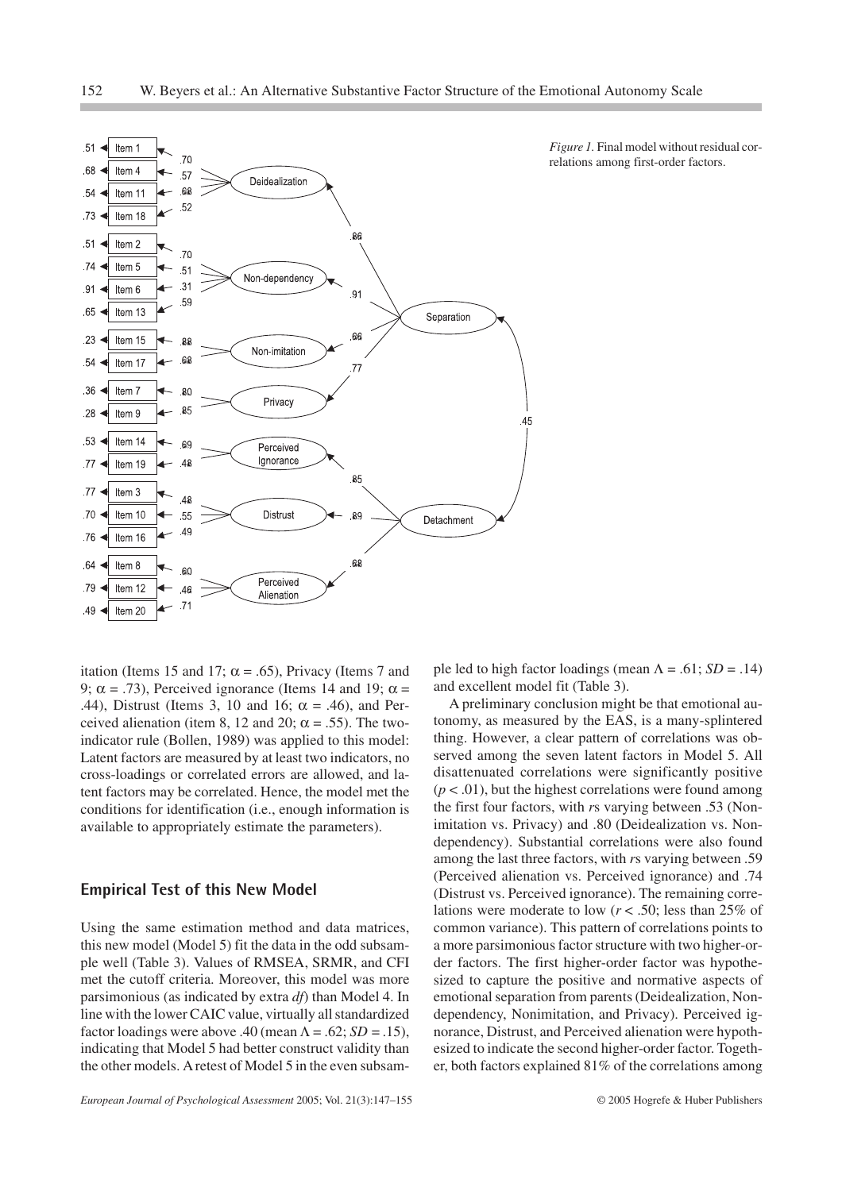*Figure 1.* Final model without residual correlations among first-order factors.

itation (Items 15 and 17; $\alpha = .65$), Privacy (Items 7 and 9; $\alpha = .73$), Perceived ignorance (Items 14 and 19; $\alpha = .44$), Distrust (Items 3, 10 and 16; $\alpha = .46$), and Perceived alienation (item 8, 12 and 20; $\alpha = .55$). The two-indicator rule (Bollen, 1989) was applied to this model: Latent factors are measured by at least two indicators, no cross-loadings or correlated errors are allowed, and latent factors may be correlated. Hence, the model met the conditions for identification (i.e., enough information is available to appropriately estimate the parameters).

## Empirical Test of this New Model

Using the same estimation method and data matrices, this new model (Model 5) fit the data in the odd subsample well (Table 3). Values of RMSEA, SRMR, and CFI met the cutoff criteria. Moreover, this model was more parsimonious (as indicated by extra *df*) than Model 4. In line with the lower CAIC value, virtually all standardized factor loadings were above .40 (mean $\Lambda = .62$; $SD = .15$), indicating that Model 5 had better construct validity than the other models. A retest of Model 5 in the even subsample led to high factor loadings (mean $\Lambda = .61$; $SD = .14$) and excellent model fit (Table 3).

A preliminary conclusion might be that emotional autonomy, as measured by the EAS, is a many-splintered thing. However, a clear pattern of correlations was observed among the seven latent factors in Model 5. All disattenuated correlations were significantly positive ($p < .01$), but the highest correlations were found among the first four factors, with *r*s varying between .53 (Non-imitation vs. Privacy) and .80 (Deidealization vs. Non-dependency). Substantial correlations were also found among the last three factors, with *r*s varying between .59 (Perceived alienation vs. Perceived ignorance) and .74 (Distrust vs. Perceived ignorance). The remaining correlations were moderate to low ($r < .50$; less than 25% of common variance). This pattern of correlations points to a more parsimonious factor structure with two higher-order factors. The first higher-order factor was hypothesized to capture the positive and normative aspects of emotional separation from parents (Deidealization, Non-dependency, Nonimitation, and Privacy). Perceived ignorance, Distrust, and Perceived alienation were hypothesized to indicate the second higher-order factor. Together, both factors explained 81% of the correlations among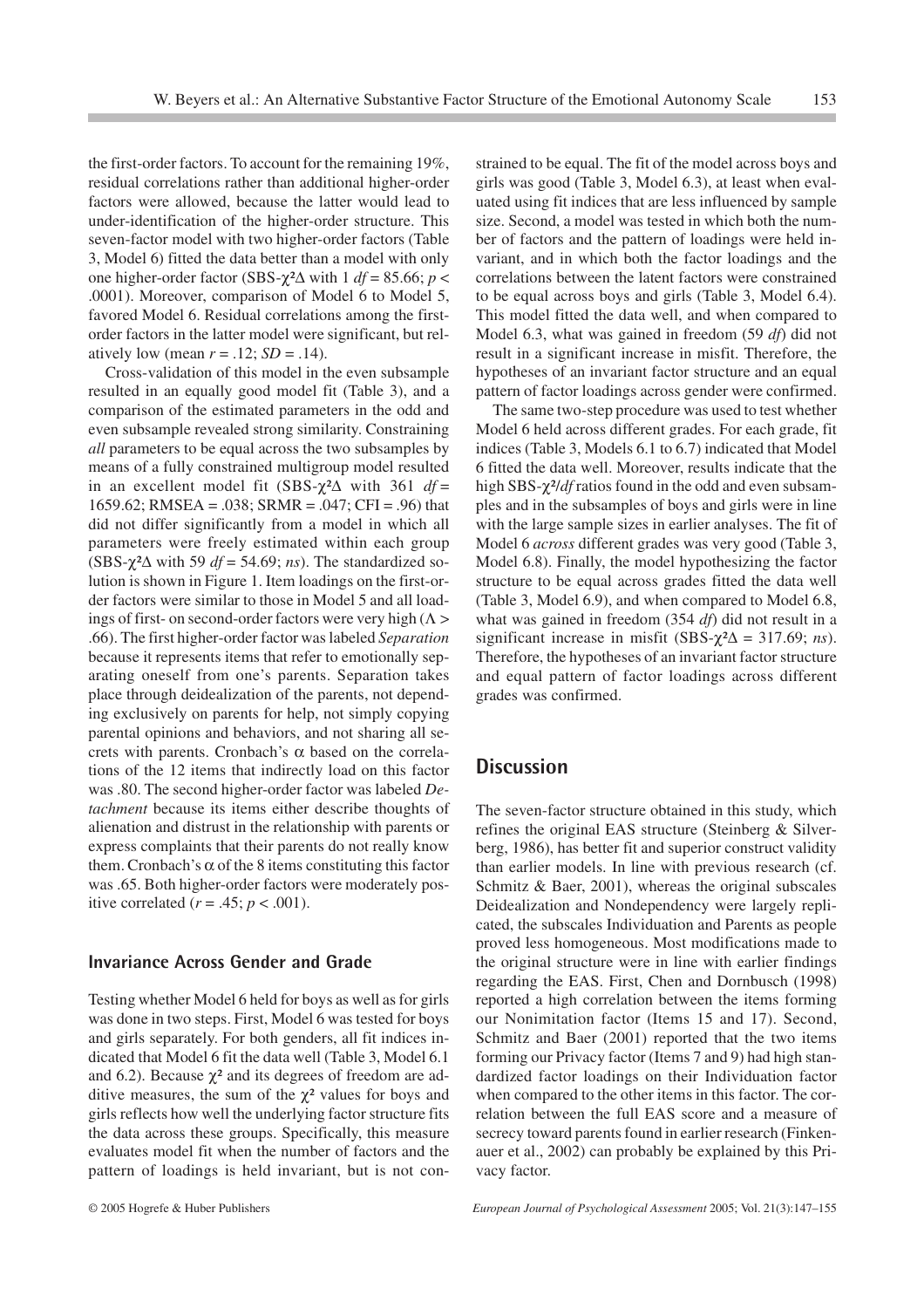the first-order factors. To account for the remaining 19%, residual correlations rather than additional higher-order factors were allowed, because the latter would lead to under-identification of the higher-order structure. This seven-factor model with two higher-order factors (Table 3, Model 6) fitted the data better than a model with only one higher-order factor (SBS-$\chi^2\Delta$ with 1 $df$ = 85.66; $p <$ .0001). Moreover, comparison of Model 6 to Model 5, favored Model 6. Residual correlations among the first-order factors in the latter model were significant, but relatively low (mean $r$ = .12; $SD$ = .14).

Cross-validation of this model in the even subsample resulted in an equally good model fit (Table 3), and a comparison of the estimated parameters in the odd and even subsample revealed strong similarity. Constraining *all* parameters to be equal across the two subsamples by means of a fully constrained multigroup model resulted in an excellent model fit (SBS-$\chi^2\Delta$ with 361 $df$ = 1659.62; RMSEA = .038; SRMR = .047; CFI = .96) that did not differ significantly from a model in which all parameters were freely estimated within each group (SBS-$\chi^2\Delta$ with 59 $df$ = 54.69; *ns*). The standardized solution is shown in Figure 1. Item loadings on the first-order factors were similar to those in Model 5 and all loadings of first- on second-order factors were very high ($\Lambda >$ .66). The first higher-order factor was labeled *Separation* because it represents items that refer to emotionally separating oneself from one's parents. Separation takes place through deidealization of the parents, not depending exclusively on parents for help, not simply copying parental opinions and behaviors, and not sharing all secrets with parents. Cronbach's $\alpha$ based on the correlations of the 12 items that indirectly load on this factor was .80. The second higher-order factor was labeled *Detachment* because its items either describe thoughts of alienation and distrust in the relationship with parents or express complaints that their parents do not really know them. Cronbach's $\alpha$ of the 8 items constituting this factor was .65. Both higher-order factors were moderately positive correlated ($r$ = .45; $p <$ .001).

### Invariance Across Gender and Grade

Testing whether Model 6 held for boys as well as for girls was done in two steps. First, Model 6 was tested for boys and girls separately. For both genders, all fit indices indicated that Model 6 fit the data well (Table 3, Model 6.1 and 6.2). Because $\chi^2$ and its degrees of freedom are additive measures, the sum of the $\chi^2$ values for boys and girls reflects how well the underlying factor structure fits the data across these groups. Specifically, this measure evaluates model fit when the number of factors and the pattern of loadings is held invariant, but is not constrained to be equal. The fit of the model across boys and girls was good (Table 3, Model 6.3), at least when evaluated using fit indices that are less influenced by sample size. Second, a model was tested in which both the number of factors and the pattern of loadings were held invariant, and in which both the factor loadings and the correlations between the latent factors were constrained to be equal across boys and girls (Table 3, Model 6.4). This model fitted the data well, and when compared to Model 6.3, what was gained in freedom (59 $df$) did not result in a significant increase in misfit. Therefore, the hypotheses of an invariant factor structure and an equal pattern of factor loadings across gender were confirmed.

The same two-step procedure was used to test whether Model 6 held across different grades. For each grade, fit indices (Table 3, Models 6.1 to 6.7) indicated that Model 6 fitted the data well. Moreover, results indicate that the high SBS-$\chi^2/df$ ratios found in the odd and even subsamples and in the subsamples of boys and girls were in line with the large sample sizes in earlier analyses. The fit of Model 6 *across* different grades was very good (Table 3, Model 6.8). Finally, the model hypothesizing the factor structure to be equal across grades fitted the data well (Table 3, Model 6.9), and when compared to Model 6.8, what was gained in freedom (354 $df$) did not result in a significant increase in misfit (SBS-$\chi^2\Delta$ = 317.69; *ns*). Therefore, the hypotheses of an invariant factor structure and equal pattern of factor loadings across different grades was confirmed.

## Discussion

The seven-factor structure obtained in this study, which refines the original EAS structure (Steinberg & Silverberg, 1986), has better fit and superior construct validity than earlier models. In line with previous research (cf. Schmitz & Baer, 2001), whereas the original subscales Deidealization and Nondependency were largely replicated, the subscales Individuation and Parents as people proved less homogeneous. Most modifications made to the original structure were in line with earlier findings regarding the EAS. First, Chen and Dornbusch (1998) reported a high correlation between the items forming our Nonimitation factor (Items 15 and 17). Second, Schmitz and Baer (2001) reported that the two items forming our Privacy factor (Items 7 and 9) had high standardized factor loadings on their Individuation factor when compared to the other items in this factor. The correlation between the full EAS score and a measure of secrecy toward parents found in earlier research (Finkenauer et al., 2002) can probably be explained by this Privacy factor.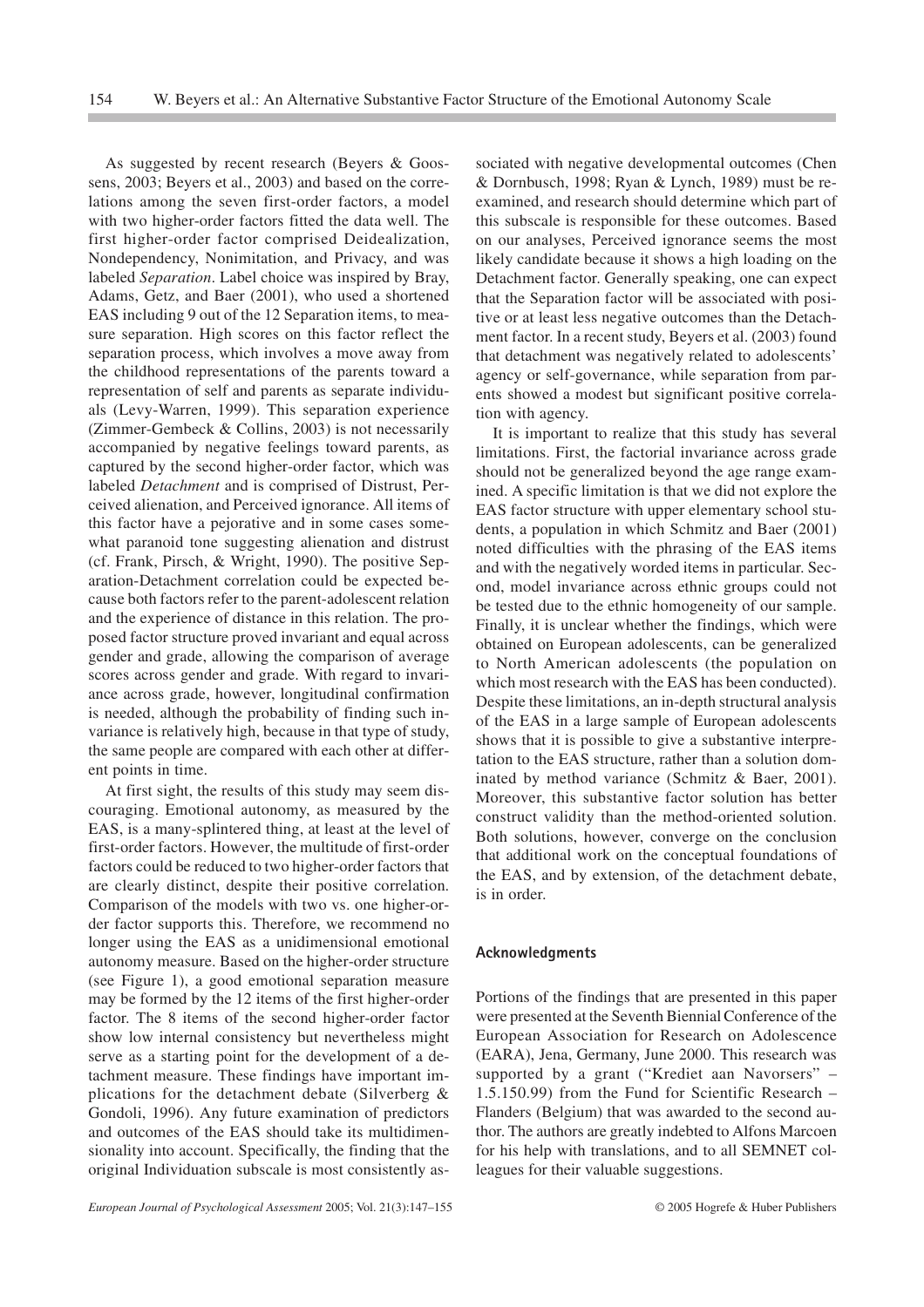As suggested by recent research (Beyers & Goossens, 2003; Beyers et al., 2003) and based on the correlations among the seven first-order factors, a model with two higher-order factors fitted the data well. The first higher-order factor comprised Deidealization, Nondependency, Nonimitation, and Privacy, and was labeled *Separation*. Label choice was inspired by Bray, Adams, Getz, and Baer (2001), who used a shortened EAS including 9 out of the 12 Separation items, to measure separation. High scores on this factor reflect the separation process, which involves a move away from the childhood representations of the parents toward a representation of self and parents as separate individuals (Levy-Warren, 1999). This separation experience (Zimmer-Gembeck & Collins, 2003) is not necessarily accompanied by negative feelings toward parents, as captured by the second higher-order factor, which was labeled *Detachment* and is comprised of Distrust, Perceived alienation, and Perceived ignorance. All items of this factor have a pejorative and in some cases somewhat paranoid tone suggesting alienation and distrust (cf. Frank, Pirsch, & Wright, 1990). The positive Separation-Detachment correlation could be expected because both factors refer to the parent-adolescent relation and the experience of distance in this relation. The proposed factor structure proved invariant and equal across gender and grade, allowing the comparison of average scores across gender and grade. With regard to invariance across grade, however, longitudinal confirmation is needed, although the probability of finding such invariance is relatively high, because in that type of study, the same people are compared with each other at different points in time.

At first sight, the results of this study may seem discouraging. Emotional autonomy, as measured by the EAS, is a many-splintered thing, at least at the level of first-order factors. However, the multitude of first-order factors could be reduced to two higher-order factors that are clearly distinct, despite their positive correlation. Comparison of the models with two vs. one higher-order factor supports this. Therefore, we recommend no longer using the EAS as a unidimensional emotional autonomy measure. Based on the higher-order structure (see Figure 1), a good emotional separation measure may be formed by the 12 items of the first higher-order factor. The 8 items of the second higher-order factor show low internal consistency but nevertheless might serve as a starting point for the development of a detachment measure. These findings have important implications for the detachment debate (Silverberg & Gondoli, 1996). Any future examination of predictors and outcomes of the EAS should take its multidimensionality into account. Specifically, the finding that the original Individuation subscale is most consistently associated with negative developmental outcomes (Chen & Dornbusch, 1998; Ryan & Lynch, 1989) must be reexamined, and research should determine which part of this subscale is responsible for these outcomes. Based on our analyses, Perceived ignorance seems the most likely candidate because it shows a high loading on the Detachment factor. Generally speaking, one can expect that the Separation factor will be associated with positive or at least less negative outcomes than the Detachment factor. In a recent study, Beyers et al. (2003) found that detachment was negatively related to adolescents' agency or self-governance, while separation from parents showed a modest but significant positive correlation with agency.

It is important to realize that this study has several limitations. First, the factorial invariance across grade should not be generalized beyond the age range examined. A specific limitation is that we did not explore the EAS factor structure with upper elementary school students, a population in which Schmitz and Baer (2001) noted difficulties with the phrasing of the EAS items and with the negatively worded items in particular. Second, model invariance across ethnic groups could not be tested due to the ethnic homogeneity of our sample. Finally, it is unclear whether the findings, which were obtained on European adolescents, can be generalized to North American adolescents (the population on which most research with the EAS has been conducted). Despite these limitations, an in-depth structural analysis of the EAS in a large sample of European adolescents shows that it is possible to give a substantive interpretation to the EAS structure, rather than a solution dominated by method variance (Schmitz & Baer, 2001). Moreover, this substantive factor solution has better construct validity than the method-oriented solution. Both solutions, however, converge on the conclusion that additional work on the conceptual foundations of the EAS, and by extension, of the detachment debate, is in order.

### Acknowledgments

Portions of the findings that are presented in this paper were presented at the Seventh Biennial Conference of the European Association for Research on Adolescence (EARA), Jena, Germany, June 2000. This research was supported by a grant ("Krediet aan Navorsers" – 1.5.150.99) from the Fund for Scientific Research – Flanders (Belgium) that was awarded to the second author. The authors are greatly indebted to Alfons Marcoen for his help with translations, and to all SEMNET colleagues for their valuable suggestions.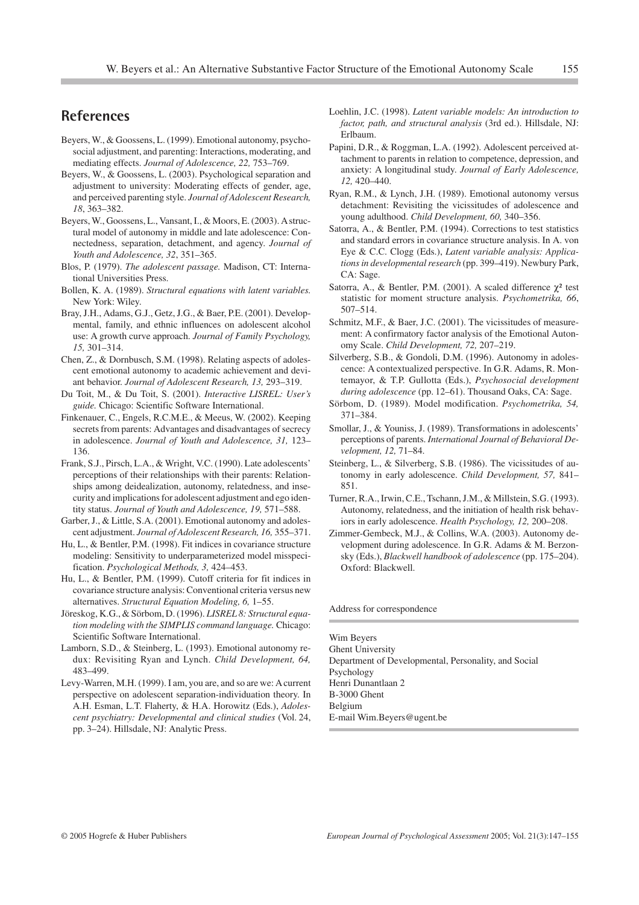## References

Beyers, W., & Goossens, L. (1999). Emotional autonomy, psychosocial adjustment, and parenting: Interactions, moderating, and mediating effects. *Journal of Adolescence, 22,* 753–769.

Beyers, W., & Goossens, L. (2003). Psychological separation and adjustment to university: Moderating effects of gender, age, and perceived parenting style. *Journal of Adolescent Research, 18*, 363–382.

Beyers, W., Goossens, L., Vansant, I., & Moors, E. (2003). A structural model of autonomy in middle and late adolescence: Connectedness, separation, detachment, and agency. *Journal of Youth and Adolescence, 32*, 351–365.

Blos, P. (1979). *The adolescent passage.* Madison, CT: International Universities Press.

Bollen, K. A. (1989). *Structural equations with latent variables.* New York: Wiley.

Bray, J.H., Adams, G.J., Getz, J.G., & Baer, P.E. (2001). Developmental, family, and ethnic influences on adolescent alcohol use: A growth curve approach. *Journal of Family Psychology, 15,* 301–314.

Chen, Z., & Dornbusch, S.M. (1998). Relating aspects of adolescent emotional autonomy to academic achievement and deviant behavior. *Journal of Adolescent Research, 13,* 293–319.

Du Toit, M., & Du Toit, S. (2001). *Interactive LISREL: User's guide.* Chicago: Scientific Software International.

Finkenauer, C., Engels, R.C.M.E., & Meeus, W. (2002). Keeping secrets from parents: Advantages and disadvantages of secrecy in adolescence. *Journal of Youth and Adolescence, 31,* 123–136.

Frank, S.J., Pirsch, L.A., & Wright, V.C. (1990). Late adolescents' perceptions of their relationships with their parents: Relationships among deidealization, autonomy, relatedness, and insecurity and implications for adolescent adjustment and ego identity status. *Journal of Youth and Adolescence, 19,* 571–588.

Garber, J., & Little, S.A. (2001). Emotional autonomy and adolescent adjustment. *Journal of Adolescent Research, 16,* 355–371.

Hu, L., & Bentler, P.M. (1998). Fit indices in covariance structure modeling: Sensitivity to underparameterized model misspecification. *Psychological Methods, 3,* 424–453.

Hu, L., & Bentler, P.M. (1999). Cutoff criteria for fit indices in covariance structure analysis: Conventional criteria versus new alternatives. *Structural Equation Modeling, 6,* 1–55.

Jöreskog, K.G., & Sörbom, D. (1996). *LISREL 8: Structural equation modeling with the SIMPLIS command language.* Chicago: Scientific Software International.

Lamborn, S.D., & Steinberg, L. (1993). Emotional autonomy redux: Revisiting Ryan and Lynch. *Child Development, 64,* 483–499.

Levy-Warren, M.H. (1999). I am, you are, and so are we: A current perspective on adolescent separation-individuation theory. In A.H. Esman, L.T. Flaherty, & H.A. Horowitz (Eds.), *Adolescent psychiatry: Developmental and clinical studies* (Vol. 24, pp. 3–24). Hillsdale, NJ: Analytic Press.

Loehlin, J.C. (1998). *Latent variable models: An introduction to factor, path, and structural analysis* (3rd ed.). Hillsdale, NJ: Erlbaum.

Papini, D.R., & Roggman, L.A. (1992). Adolescent perceived attachment to parents in relation to competence, depression, and anxiety: A longitudinal study. *Journal of Early Adolescence, 12,* 420–440.

Ryan, R.M., & Lynch, J.H. (1989). Emotional autonomy versus detachment: Revisiting the vicissitudes of adolescence and young adulthood. *Child Development, 60,* 340–356.

Satorra, A., & Bentler, P.M. (1994). Corrections to test statistics and standard errors in covariance structure analysis. In A. von Eye & C.C. Clogg (Eds.), *Latent variable analysis: Applications in developmental research* (pp. 399–419). Newbury Park, CA: Sage.

Satorra, A., & Bentler, P.M. (2001). A scaled difference $\chi^2$ test statistic for moment structure analysis. *Psychometrika, 66*, 507–514.

Schmitz, M.F., & Baer, J.C. (2001). The vicissitudes of measurement: A confirmatory factor analysis of the Emotional Autonomy Scale. *Child Development, 72,* 207–219.

Silverberg, S.B., & Gondoli, D.M. (1996). Autonomy in adolescence: A contextualized perspective. In G.R. Adams, R. Montemayor, & T.P. Gullotta (Eds.), *Psychosocial development during adolescence* (pp. 12–61). Thousand Oaks, CA: Sage.

Sörbom, D. (1989). Model modification. *Psychometrika, 54,* 371–384.

Smollar, J., & Youniss, J. (1989). Transformations in adolescents' perceptions of parents. *International Journal of Behavioral Development, 12,* 71–84.

Steinberg, L., & Silverberg, S.B. (1986). The vicissitudes of autonomy in early adolescence. *Child Development, 57,* 841–851.

Turner, R.A., Irwin, C.E., Tschann, J.M., & Millstein, S.G. (1993). Autonomy, relatedness, and the initiation of health risk behaviors in early adolescence. *Health Psychology, 12,* 200–208.

Zimmer-Gembeck, M.J., & Collins, W.A. (2003). Autonomy development during adolescence. In G.R. Adams & M. Berzonsky (Eds.), *Blackwell handbook of adolescence* (pp. 175–204). Oxford: Blackwell.

Address for correspondence

Wim Beyers
Ghent University
Department of Developmental, Personality, and Social Psychology
Henri Dunantlaan 2
B-3000 Ghent
Belgium
E-mail Wim.Beyers@ugent.be